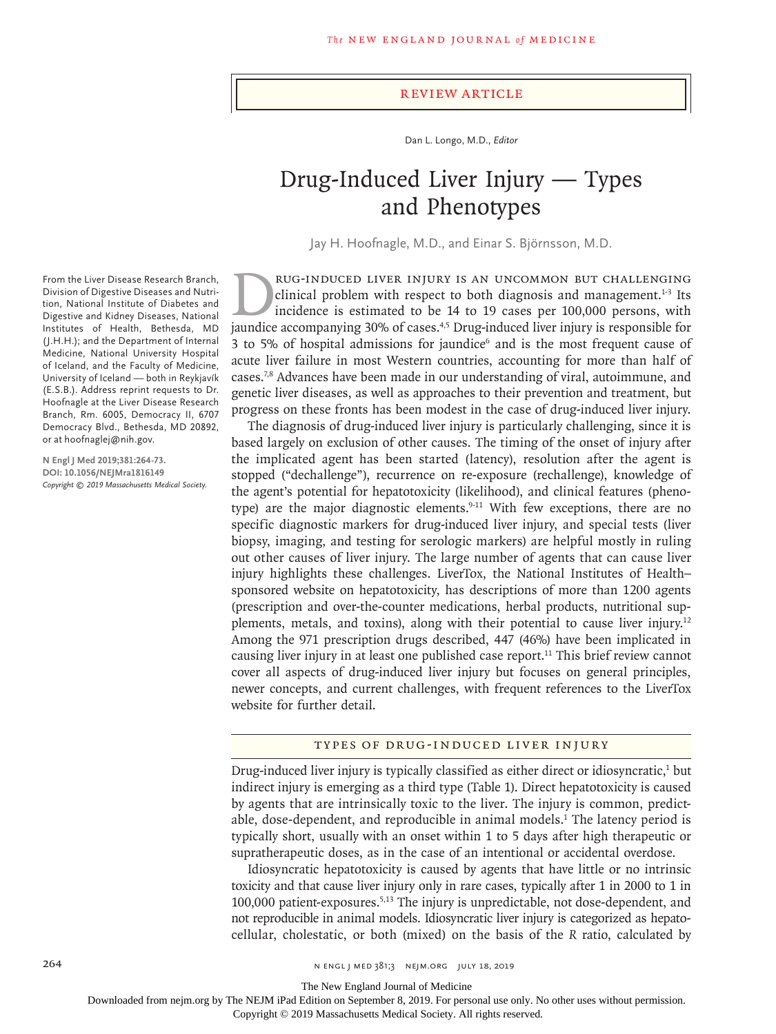REVIEW ARTICLE

Dan L. Longo, M.D., *Editor*

# Drug-Induced Liver Injury — Types and Phenotypes

Jay H. Hoofnagle, M.D., and Einar S. Björnsson, M.D.

From the Liver Disease Research Branch, Division of Digestive Diseases and Nutrition, National Institute of Diabetes and Digestive and Kidney Diseases, National Institutes of Health, Bethesda, MD (J.H.H.); and the Department of Internal Medicine, National University Hospital of Iceland, and the Faculty of Medicine, University of Iceland — both in Reykjavík (E.S.B.). Address reprint requests to Dr. Hoofnagle at the Liver Disease Research Branch, Rm. 6005, Democracy II, 6707 Democracy Blvd., Bethesda, MD 20892, or at hoofnaglej@nih.gov.

**N Engl J Med 2019;381:264-73.**
**DOI: 10.1056/NEJMra1816149**
*Copyright © 2019 Massachusetts Medical Society.*

Drug-induced liver injury is an uncommon but challenging clinical problem with respect to both diagnosis and management.[1-3] Its incidence is estimated to be 14 to 19 cases per 100,000 persons, with jaundice accompanying 30% of cases.[4,5] Drug-induced liver injury is responsible for 3 to 5% of hospital admissions for jaundice[6] and is the most frequent cause of acute liver failure in most Western countries, accounting for more than half of cases.[7,8] Advances have been made in our understanding of viral, autoimmune, and genetic liver diseases, as well as approaches to their prevention and treatment, but progress on these fronts has been modest in the case of drug-induced liver injury.

The diagnosis of drug-induced liver injury is particularly challenging, since it is based largely on exclusion of other causes. The timing of the onset of injury after the implicated agent has been started (latency), resolution after the agent is stopped ("dechallenge"), recurrence on re-exposure (rechallenge), knowledge of the agent's potential for hepatotoxicity (likelihood), and clinical features (phenotype) are the major diagnostic elements.[9-11] With few exceptions, there are no specific diagnostic markers for drug-induced liver injury, and special tests (liver biopsy, imaging, and testing for serologic markers) are helpful mostly in ruling out other causes of liver injury. The large number of agents that can cause liver injury highlights these challenges. LiverTox, the National Institutes of Health–sponsored website on hepatotoxicity, has descriptions of more than 1200 agents (prescription and over-the-counter medications, herbal products, nutritional supplements, metals, and toxins), along with their potential to cause liver injury.[12] Among the 971 prescription drugs described, 447 (46%) have been implicated in causing liver injury in at least one published case report.[11] This brief review cannot cover all aspects of drug-induced liver injury but focuses on general principles, newer concepts, and current challenges, with frequent references to the LiverTox website for further detail.

## TYPES OF DRUG-INDUCED LIVER INJURY

Drug-induced liver injury is typically classified as either direct or idiosyncratic,[1] but indirect injury is emerging as a third type (Table 1). Direct hepatotoxicity is caused by agents that are intrinsically toxic to the liver. The injury is common, predictable, dose-dependent, and reproducible in animal models.[1] The latency period is typically short, usually with an onset within 1 to 5 days after high therapeutic or supratherapeutic doses, as in the case of an intentional or accidental overdose.

Idiosyncratic hepatotoxicity is caused by agents that have little or no intrinsic toxicity and that cause liver injury only in rare cases, typically after 1 in 2000 to 1 in 100,000 patient-exposures.[5,13] The injury is unpredictable, not dose-dependent, and not reproducible in animal models. Idiosyncratic liver injury is categorized as hepatocellular, cholestatic, or both (mixed) on the basis of the *R* ratio, calculated by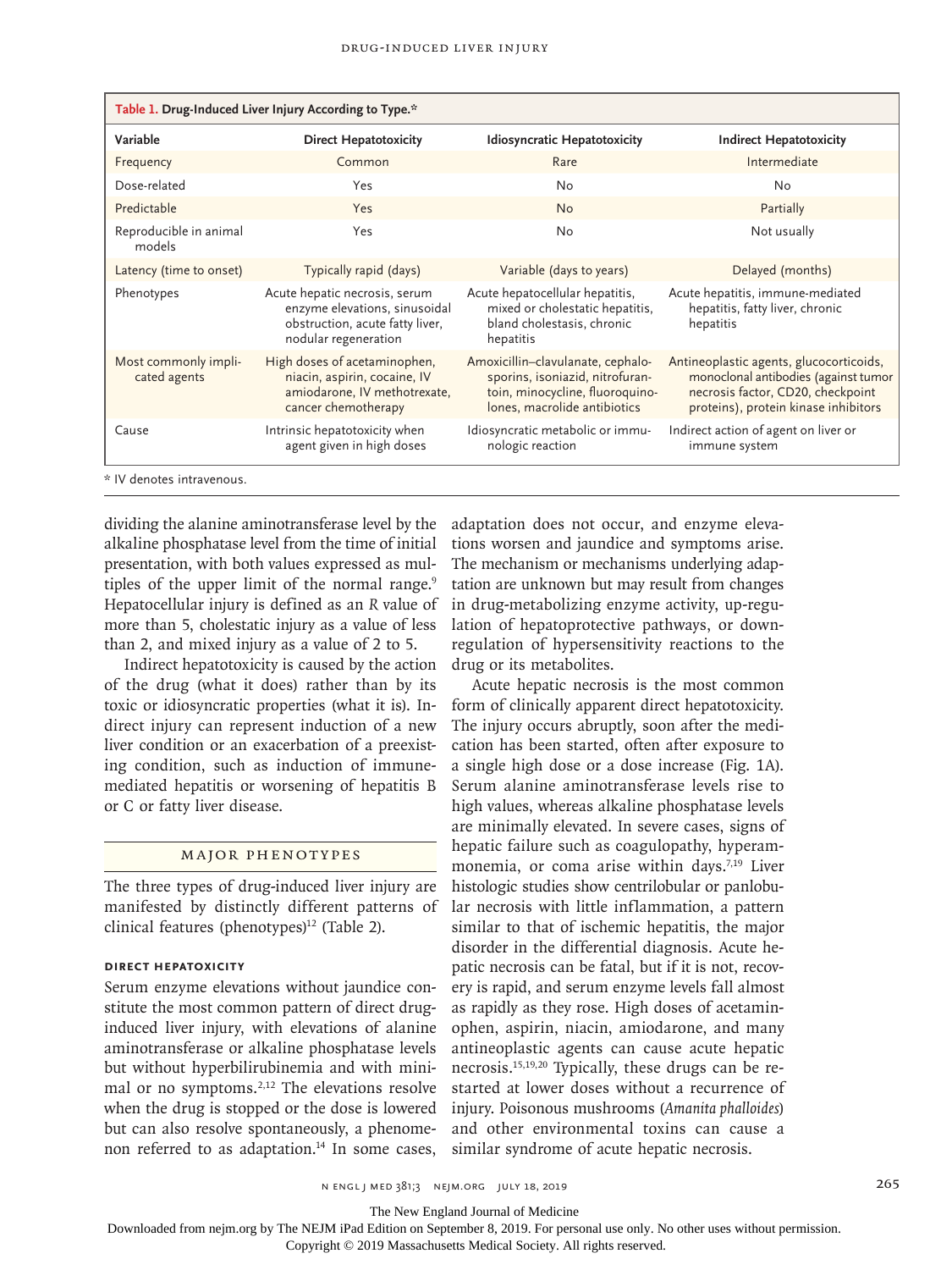**Table 1. Drug-Induced Liver Injury According to Type.***

| Variable | Direct Hepatotoxicity | Idiosyncratic Hepatotoxicity | Indirect Hepatotoxicity |
|---|---|---|---|
| Frequency | Common | Rare | Intermediate |
| Dose-related | Yes | No | No |
| Predictable | Yes | No | Partially |
| Reproducible in animal models | Yes | No | Not usually |
| Latency (time to onset) | Typically rapid (days) | Variable (days to years) | Delayed (months) |
| Phenotypes | Acute hepatic necrosis, serum enzyme elevations, sinusoidal obstruction, acute fatty liver, nodular regeneration | Acute hepatocellular hepatitis, mixed or cholestatic hepatitis, bland cholestasis, chronic hepatitis | Acute hepatitis, immune-mediated hepatitis, fatty liver, chronic hepatitis |
| Most commonly implicated agents | High doses of acetaminophen, niacin, aspirin, cocaine, IV amiodarone, IV methotrexate, cancer chemotherapy | Amoxicillin–clavulanate, cephalosporins, isoniazid, nitrofurantoin, minocycline, fluoroquinolones, macrolide antibiotics | Antineoplastic agents, glucocorticoids, monoclonal antibodies (against tumor necrosis factor, CD20, checkpoint proteins), protein kinase inhibitors |
| Cause | Intrinsic hepatotoxicity when agent given in high doses | Idiosyncratic metabolic or immunologic reaction | Indirect action of agent on liver or immune system |

* IV denotes intravenous.

dividing the alanine aminotransferase level by the alkaline phosphatase level from the time of initial presentation, with both values expressed as multiples of the upper limit of the normal range.[9] Hepatocellular injury is defined as an *R* value of more than 5, cholestatic injury as a value of less than 2, and mixed injury as a value of 2 to 5.

Indirect hepatotoxicity is caused by the action of the drug (what it does) rather than by its toxic or idiosyncratic properties (what it is). Indirect injury can represent induction of a new liver condition or an exacerbation of a preexisting condition, such as induction of immune-mediated hepatitis or worsening of hepatitis B or C or fatty liver disease.

## Major Phenotypes

The three types of drug-induced liver injury are manifested by distinctly different patterns of clinical features (phenotypes)[12] (Table 2).

### Direct Hepatotoxicity

Serum enzyme elevations without jaundice constitute the most common pattern of direct drug-induced liver injury, with elevations of alanine aminotransferase or alkaline phosphatase levels but without hyperbilirubinemia and with minimal or no symptoms.[2,12] The elevations resolve when the drug is stopped or the dose is lowered but can also resolve spontaneously, a phenomenon referred to as adaptation.[14] In some cases, adaptation does not occur, and enzyme elevations worsen and jaundice and symptoms arise. The mechanism or mechanisms underlying adaptation are unknown but may result from changes in drug-metabolizing enzyme activity, up-regulation of hepatoprotective pathways, or down-regulation of hypersensitivity reactions to the drug or its metabolites.

Acute hepatic necrosis is the most common form of clinically apparent direct hepatotoxicity. The injury occurs abruptly, soon after the medication has been started, often after exposure to a single high dose or a dose increase (Fig. 1A). Serum alanine aminotransferase levels rise to high values, whereas alkaline phosphatase levels are minimally elevated. In severe cases, signs of hepatic failure such as coagulopathy, hyperammonemia, or coma arise within days.[7,19] Liver histologic studies show centrilobular or panlobular necrosis with little inflammation, a pattern similar to that of ischemic hepatitis, the major disorder in the differential diagnosis. Acute hepatic necrosis can be fatal, but if it is not, recovery is rapid, and serum enzyme levels fall almost as rapidly as they rose. High doses of acetaminophen, aspirin, niacin, amiodarone, and many antineoplastic agents can cause acute hepatic necrosis.[15,19,20] Typically, these drugs can be restarted at lower doses without a recurrence of injury. Poisonous mushrooms (*Amanita phalloides*) and other environmental toxins can cause a similar syndrome of acute hepatic necrosis.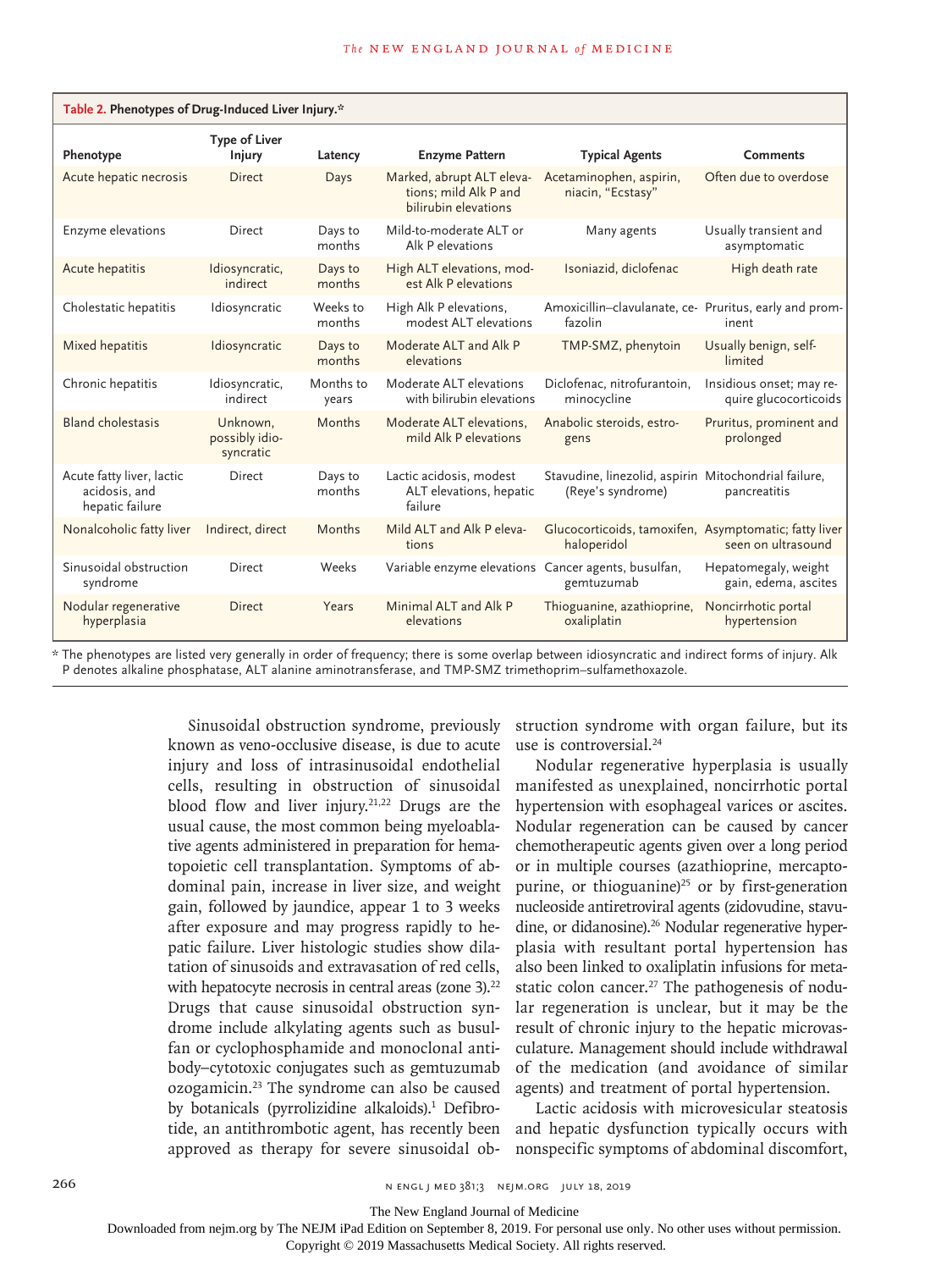**Table 2. Phenotypes of Drug-Induced Liver Injury.***

| Phenotype | Type of Liver Injury | Latency | Enzyme Pattern | Typical Agents | Comments |
|---|---|---|---|---|---|
| Acute hepatic necrosis | Direct | Days | Marked, abrupt ALT elevations; mild Alk P and bilirubin elevations | Acetaminophen, aspirin, niacin, "Ecstasy" | Often due to overdose |
| Enzyme elevations | Direct | Days to months | Mild-to-moderate ALT or Alk P elevations | Many agents | Usually transient and asymptomatic |
| Acute hepatitis | Idiosyncratic, indirect | Days to months | High ALT elevations, modest Alk P elevations | Isoniazid, diclofenac | High death rate |
| Cholestatic hepatitis | Idiosyncratic | Weeks to months | High Alk P elevations, modest ALT elevations | Amoxicillin–clavulanate, cefazolin | Pruritus, early and prominent |
| Mixed hepatitis | Idiosyncratic | Days to months | Moderate ALT and Alk P elevations | TMP-SMZ, phenytoin | Usually benign, self-limited |
| Chronic hepatitis | Idiosyncratic, indirect | Months to years | Moderate ALT elevations with bilirubin elevations | Diclofenac, nitrofurantoin, minocycline | Insidious onset; may require glucocorticoids |
| Bland cholestasis | Unknown, possibly idiosyncratic | Months | Moderate ALT elevations, mild Alk P elevations | Anabolic steroids, estrogens | Pruritus, prominent and prolonged |
| Acute fatty liver, lactic acidosis, and hepatic failure | Direct | Days to months | Lactic acidosis, modest ALT elevations, hepatic failure | Stavudine, linezolid, aspirin (Reye's syndrome) | Mitochondrial failure, pancreatitis |
| Nonalcoholic fatty liver | Indirect, direct | Months | Mild ALT and Alk P elevations | Glucocorticoids, tamoxifen, haloperidol | Asymptomatic; fatty liver seen on ultrasound |
| Sinusoidal obstruction syndrome | Direct | Weeks | Variable enzyme elevations | Cancer agents, busulfan, gemtuzumab | Hepatomegaly, weight gain, edema, ascites |
| Nodular regenerative hyperplasia | Direct | Years | Minimal ALT and Alk P elevations | Thioguanine, azathioprine, oxaliplatin | Noncirrhotic portal hypertension |

* The phenotypes are listed very generally in order of frequency; there is some overlap between idiosyncratic and indirect forms of injury. Alk P denotes alkaline phosphatase, ALT alanine aminotransferase, and TMP-SMZ trimethoprim–sulfamethoxazole.

Sinusoidal obstruction syndrome, previously known as veno-occlusive disease, is due to acute injury and loss of intrasinusoidal endothelial cells, resulting in obstruction of sinusoidal blood flow and liver injury.[21,22] Drugs are the usual cause, the most common being myeloablative agents administered in preparation for hematopoietic cell transplantation. Symptoms of abdominal pain, increase in liver size, and weight gain, followed by jaundice, appear 1 to 3 weeks after exposure and may progress rapidly to hepatic failure. Liver histologic studies show dilatation of sinusoids and extravasation of red cells, with hepatocyte necrosis in central areas (zone 3).[22] Drugs that cause sinusoidal obstruction syndrome include alkylating agents such as busulfan or cyclophosphamide and monoclonal antibody–cytotoxic conjugates such as gemtuzumab ozogamicin.[23] The syndrome can also be caused by botanicals (pyrrolizidine alkaloids).[1] Defibrotide, an antithrombotic agent, has recently been approved as therapy for severe sinusoidal obstruction syndrome with organ failure, but its use is controversial.[24]

Nodular regenerative hyperplasia is usually manifested as unexplained, noncirrhotic portal hypertension with esophageal varices or ascites. Nodular regeneration can be caused by cancer chemotherapeutic agents given over a long period or in multiple courses (azathioprine, mercaptopurine, or thioguanine)[25] or by first-generation nucleoside antiretroviral agents (zidovudine, stavudine, or didanosine).[26] Nodular regenerative hyperplasia with resultant portal hypertension has also been linked to oxaliplatin infusions for metastatic colon cancer.[27] The pathogenesis of nodular regeneration is unclear, but it may be the result of chronic injury to the hepatic microvasculature. Management should include withdrawal of the medication (and avoidance of similar agents) and treatment of portal hypertension.

Lactic acidosis with microvesicular steatosis and hepatic dysfunction typically occurs with nonspecific symptoms of abdominal discomfort,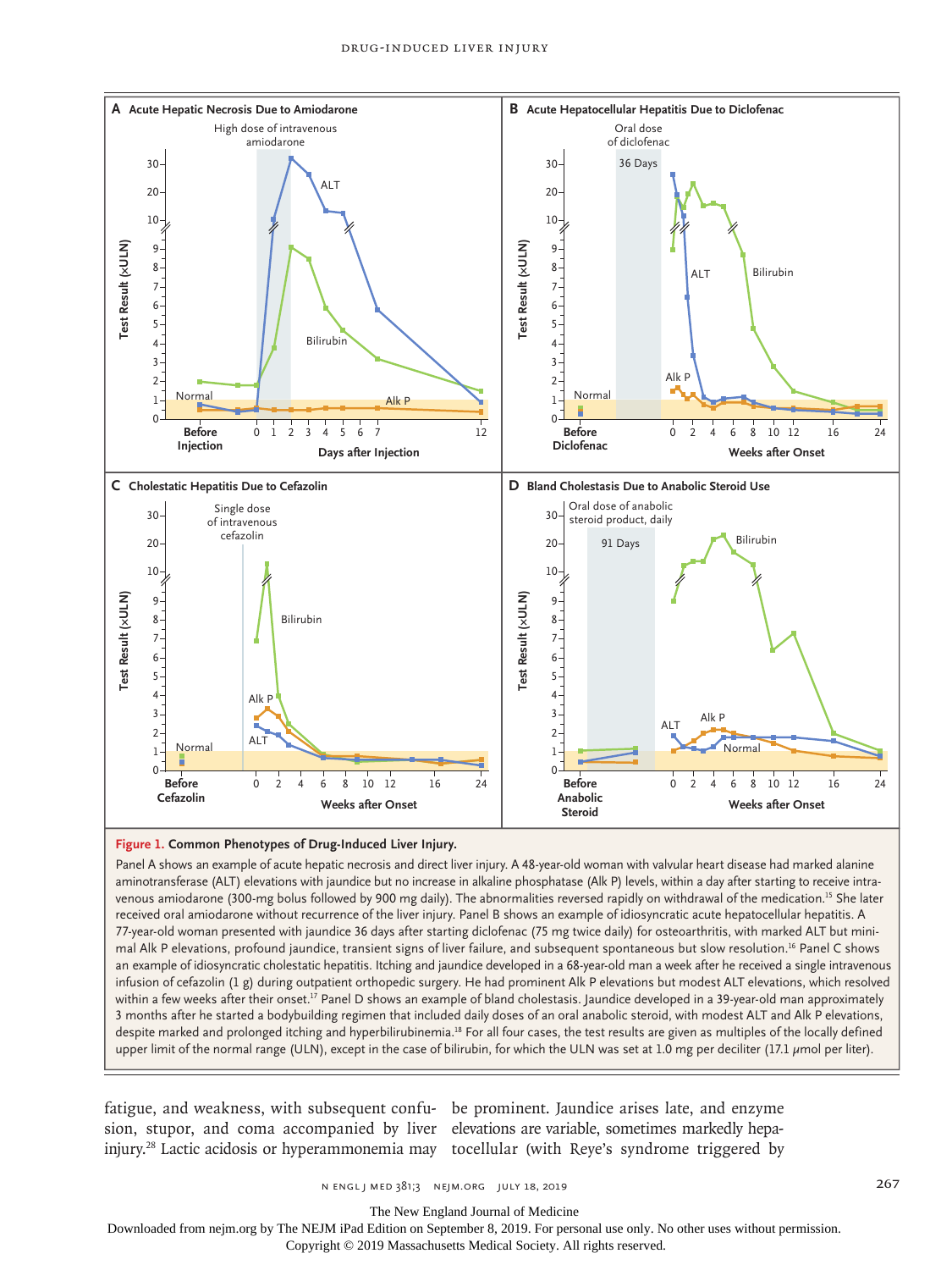**Figure 1. Common Phenotypes of Drug-Induced Liver Injury.**

Panel A shows an example of acute hepatic necrosis and direct liver injury. A 48-year-old woman with valvular heart disease had marked alanine aminotransferase (ALT) elevations with jaundice but no increase in alkaline phosphatase (Alk P) levels, within a day after starting to receive intravenous amiodarone (300-mg bolus followed by 900 mg daily). The abnormalities reversed rapidly on withdrawal of the medication.[15] She later received oral amiodarone without recurrence of the liver injury. Panel B shows an example of idiosyncratic acute hepatocellular hepatitis. A 77-year-old woman presented with jaundice 36 days after starting diclofenac (75 mg twice daily) for osteoarthritis, with marked ALT but minimal Alk P elevations, profound jaundice, transient signs of liver failure, and subsequent spontaneous but slow resolution.[16] Panel C shows an example of idiosyncratic cholestatic hepatitis. Itching and jaundice developed in a 68-year-old man a week after he received a single intravenous infusion of cefazolin (1 g) during outpatient orthopedic surgery. He had prominent Alk P elevations but modest ALT elevations, which resolved within a few weeks after their onset.[17] Panel D shows an example of bland cholestasis. Jaundice developed in a 39-year-old man approximately 3 months after he started a bodybuilding regimen that included daily doses of an oral anabolic steroid, with modest ALT and Alk P elevations, despite marked and prolonged itching and hyperbilirubinemia.[18] For all four cases, the test results are given as multiples of the locally defined upper limit of the normal range (ULN), except in the case of bilirubin, for which the ULN was set at 1.0 mg per deciliter (17.1 μmol per liter).

fatigue, and weakness, with subsequent confusion, stupor, and coma accompanied by liver injury.[28] Lactic acidosis or hyperammonemia may be prominent. Jaundice arises late, and enzyme elevations are variable, sometimes markedly hepatocellular (with Reye's syndrome triggered by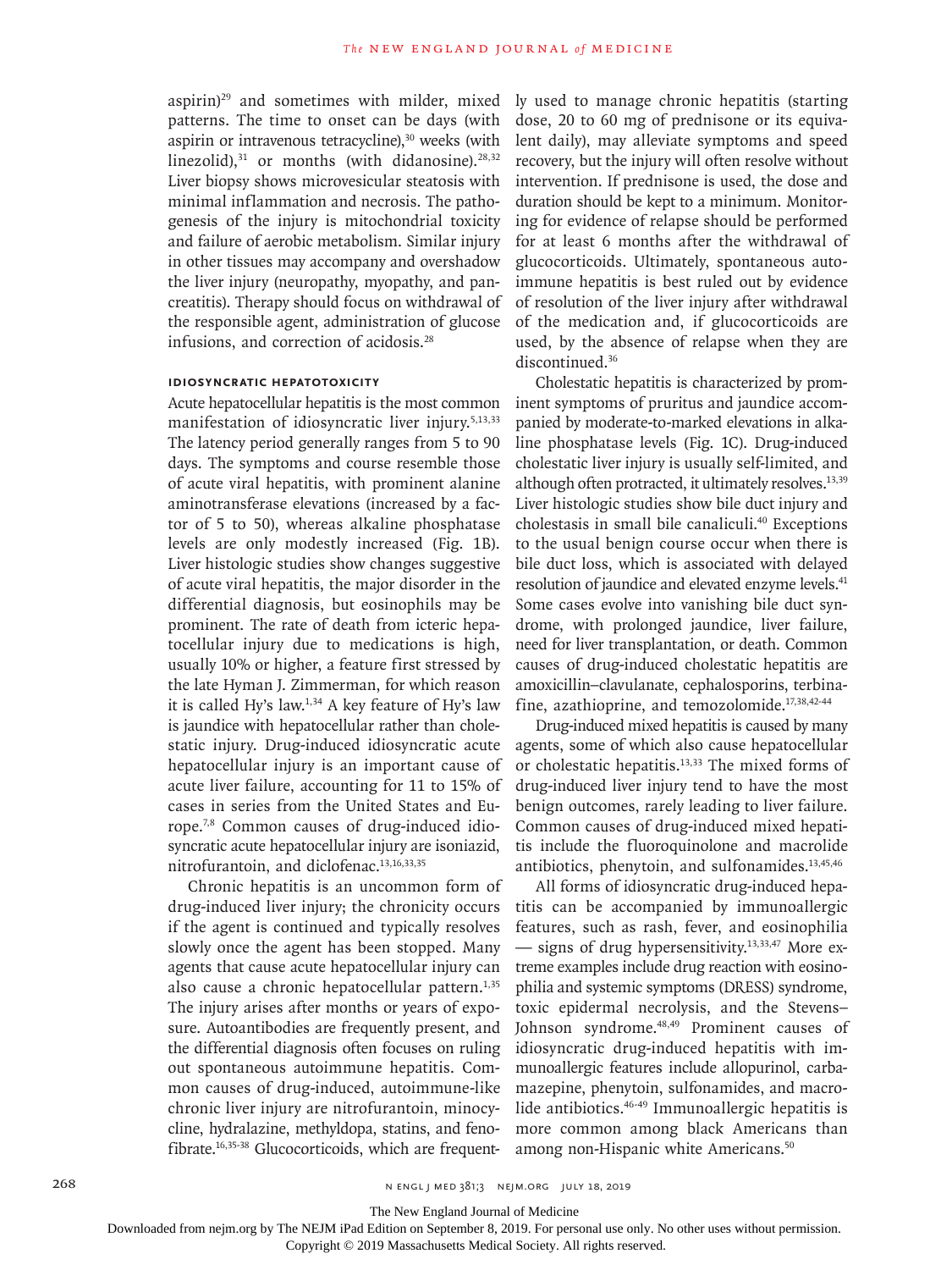aspirin)[29] and sometimes with milder, mixed patterns. The time to onset can be days (with aspirin or intravenous tetracycline),[30] weeks (with linezolid),[31] or months (with didanosine).[28,32] Liver biopsy shows microvesicular steatosis with minimal inflammation and necrosis. The pathogenesis of the injury is mitochondrial toxicity and failure of aerobic metabolism. Similar injury in other tissues may accompany and overshadow the liver injury (neuropathy, myopathy, and pancreatitis). Therapy should focus on withdrawal of the responsible agent, administration of glucose infusions, and correction of acidosis.[28]

### Idiosyncratic Hepatotoxicity

Acute hepatocellular hepatitis is the most common manifestation of idiosyncratic liver injury.[5,13,33] The latency period generally ranges from 5 to 90 days. The symptoms and course resemble those of acute viral hepatitis, with prominent alanine aminotransferase elevations (increased by a factor of 5 to 50), whereas alkaline phosphatase levels are only modestly increased (Fig. 1B). Liver histologic studies show changes suggestive of acute viral hepatitis, the major disorder in the differential diagnosis, but eosinophils may be prominent. The rate of death from icteric hepatocellular injury due to medications is high, usually 10% or higher, a feature first stressed by the late Hyman J. Zimmerman, for which reason it is called Hy's law.[1,34] A key feature of Hy's law is jaundice with hepatocellular rather than cholestatic injury. Drug-induced idiosyncratic acute hepatocellular injury is an important cause of acute liver failure, accounting for 11 to 15% of cases in series from the United States and Europe.[7,8] Common causes of drug-induced idiosyncratic acute hepatocellular injury are isoniazid, nitrofurantoin, and diclofenac.[13,16,33,35]

Chronic hepatitis is an uncommon form of drug-induced liver injury; the chronicity occurs if the agent is continued and typically resolves slowly once the agent has been stopped. Many agents that cause acute hepatocellular injury can also cause a chronic hepatocellular pattern.[1,35] The injury arises after months or years of exposure. Autoantibodies are frequently present, and the differential diagnosis often focuses on ruling out spontaneous autoimmune hepatitis. Common causes of drug-induced, autoimmune-like chronic liver injury are nitrofurantoin, minocycline, hydralazine, methyldopa, statins, and fenofibrate.[16,35-38] Glucocorticoids, which are frequently used to manage chronic hepatitis (starting dose, 20 to 60 mg of prednisone or its equivalent daily), may alleviate symptoms and speed recovery, but the injury will often resolve without intervention. If prednisone is used, the dose and duration should be kept to a minimum. Monitoring for evidence of relapse should be performed for at least 6 months after the withdrawal of glucocorticoids. Ultimately, spontaneous autoimmune hepatitis is best ruled out by evidence of resolution of the liver injury after withdrawal of the medication and, if glucocorticoids are used, by the absence of relapse when they are discontinued.[36]

Cholestatic hepatitis is characterized by prominent symptoms of pruritus and jaundice accompanied by moderate-to-marked elevations in alkaline phosphatase levels (Fig. 1C). Drug-induced cholestatic liver injury is usually self-limited, and although often protracted, it ultimately resolves.[13,39] Liver histologic studies show bile duct injury and cholestasis in small bile canaliculi.[40] Exceptions to the usual benign course occur when there is bile duct loss, which is associated with delayed resolution of jaundice and elevated enzyme levels.[41] Some cases evolve into vanishing bile duct syndrome, with prolonged jaundice, liver failure, need for liver transplantation, or death. Common causes of drug-induced cholestatic hepatitis are amoxicillin–clavulanate, cephalosporins, terbinafine, azathioprine, and temozolomide.[17,38,42-44]

Drug-induced mixed hepatitis is caused by many agents, some of which also cause hepatocellular or cholestatic hepatitis.[13,33] The mixed forms of drug-induced liver injury tend to have the most benign outcomes, rarely leading to liver failure. Common causes of drug-induced mixed hepatitis include the fluoroquinolone and macrolide antibiotics, phenytoin, and sulfonamides.[13,45,46]

All forms of idiosyncratic drug-induced hepatitis can be accompanied by immunoallergic features, such as rash, fever, and eosinophilia — signs of drug hypersensitivity.[13,33,47] More extreme examples include drug reaction with eosinophilia and systemic symptoms (DRESS) syndrome, toxic epidermal necrolysis, and the Stevens–Johnson syndrome.[48,49] Prominent causes of idiosyncratic drug-induced hepatitis with immunoallergic features include allopurinol, carbamazepine, phenytoin, sulfonamides, and macrolide antibiotics.[46-49] Immunoallergic hepatitis is more common among black Americans than among non-Hispanic white Americans.[50]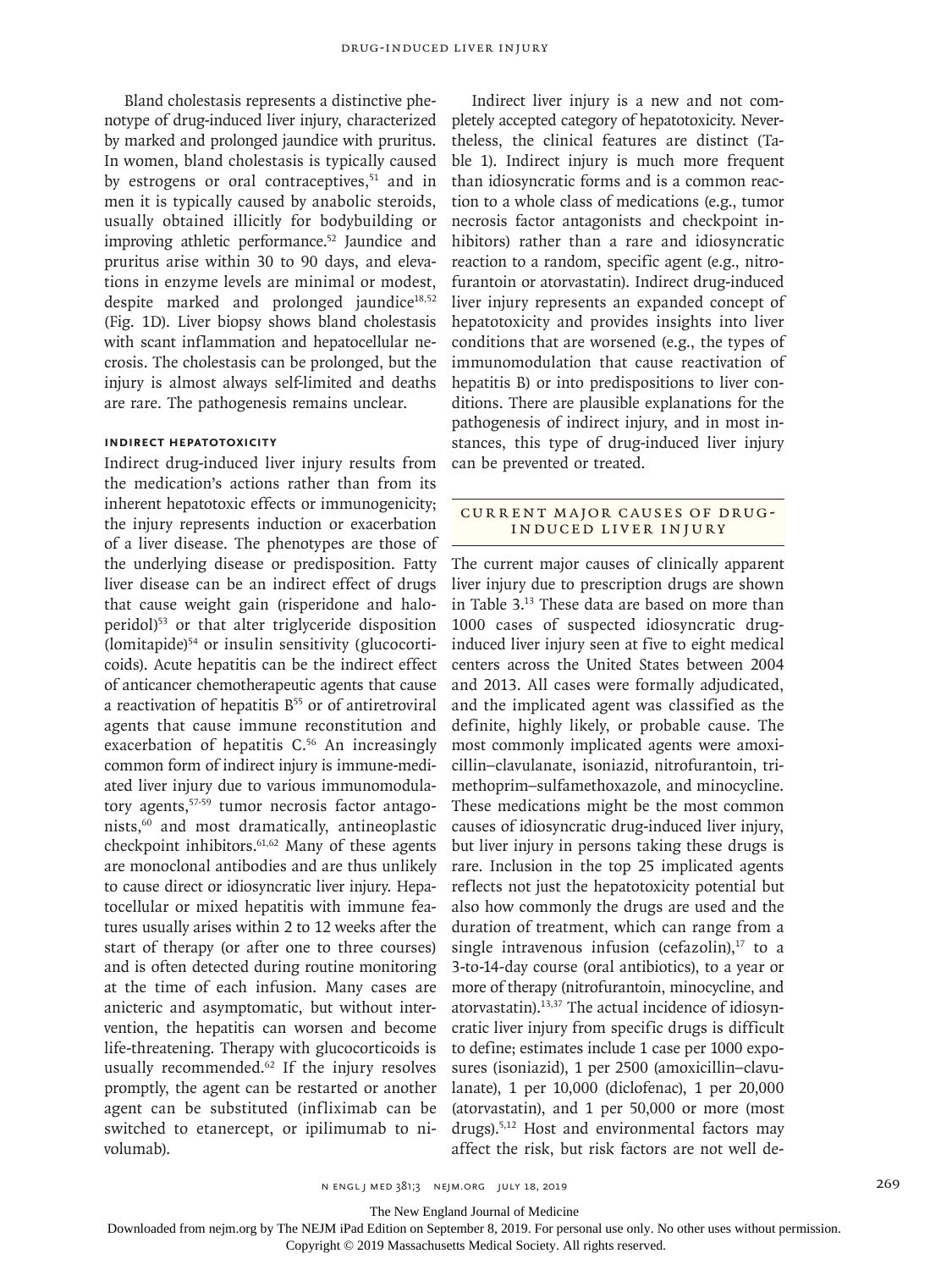Bland cholestasis represents a distinctive phenotype of drug-induced liver injury, characterized by marked and prolonged jaundice with pruritus. In women, bland cholestasis is typically caused by estrogens or oral contraceptives,[51] and in men it is typically caused by anabolic steroids, usually obtained illicitly for bodybuilding or improving athletic performance.[52] Jaundice and pruritus arise within 30 to 90 days, and elevations in enzyme levels are minimal or modest, despite marked and prolonged jaundice[18,52] (Fig. 1D). Liver biopsy shows bland cholestasis with scant inflammation and hepatocellular necrosis. The cholestasis can be prolonged, but the injury is almost always self-limited and deaths are rare. The pathogenesis remains unclear.

#### INDIRECT HEPATOTOXICITY

Indirect drug-induced liver injury results from the medication's actions rather than from its inherent hepatotoxic effects or immunogenicity; the injury represents induction or exacerbation of a liver disease. The phenotypes are those of the underlying disease or predisposition. Fatty liver disease can be an indirect effect of drugs that cause weight gain (risperidone and haloperidol)[53] or that alter triglyceride disposition (lomitapide)[54] or insulin sensitivity (glucocorticoids). Acute hepatitis can be the indirect effect of anticancer chemotherapeutic agents that cause a reactivation of hepatitis B[55] or of antiretroviral agents that cause immune reconstitution and exacerbation of hepatitis C.[56] An increasingly common form of indirect injury is immune-mediated liver injury due to various immunomodulatory agents,[57-59] tumor necrosis factor antagonists,[60] and most dramatically, antineoplastic checkpoint inhibitors.[61,62] Many of these agents are monoclonal antibodies and are thus unlikely to cause direct or idiosyncratic liver injury. Hepatocellular or mixed hepatitis with immune features usually arises within 2 to 12 weeks after the start of therapy (or after one to three courses) and is often detected during routine monitoring at the time of each infusion. Many cases are anicteric and asymptomatic, but without intervention, the hepatitis can worsen and become life-threatening. Therapy with glucocorticoids is usually recommended.[62] If the injury resolves promptly, the agent can be restarted or another agent can be substituted (infliximab can be switched to etanercept, or ipilimumab to nivolumab).

Indirect liver injury is a new and not completely accepted category of hepatotoxicity. Nevertheless, the clinical features are distinct (Table 1). Indirect injury is much more frequent than idiosyncratic forms and is a common reaction to a whole class of medications (e.g., tumor necrosis factor antagonists and checkpoint inhibitors) rather than a rare and idiosyncratic reaction to a random, specific agent (e.g., nitrofurantoin or atorvastatin). Indirect drug-induced liver injury represents an expanded concept of hepatotoxicity and provides insights into liver conditions that are worsened (e.g., the types of immunomodulation that cause reactivation of hepatitis B) or into predispositions to liver conditions. There are plausible explanations for the pathogenesis of indirect injury, and in most instances, this type of drug-induced liver injury can be prevented or treated.

## CURRENT MAJOR CAUSES OF DRUG-INDUCED LIVER INJURY

The current major causes of clinically apparent liver injury due to prescription drugs are shown in Table 3.[13] These data are based on more than 1000 cases of suspected idiosyncratic drug-induced liver injury seen at five to eight medical centers across the United States between 2004 and 2013. All cases were formally adjudicated, and the implicated agent was classified as the definite, highly likely, or probable cause. The most commonly implicated agents were amoxicillin–clavulanate, isoniazid, nitrofurantoin, trimethoprim–sulfamethoxazole, and minocycline. These medications might be the most common causes of idiosyncratic drug-induced liver injury, but liver injury in persons taking these drugs is rare. Inclusion in the top 25 implicated agents reflects not just the hepatotoxicity potential but also how commonly the drugs are used and the duration of treatment, which can range from a single intravenous infusion (cefazolin),[17] to a 3-to-14-day course (oral antibiotics), to a year or more of therapy (nitrofurantoin, minocycline, and atorvastatin).[13,37] The actual incidence of idiosyncratic liver injury from specific drugs is difficult to define; estimates include 1 case per 1000 exposures (isoniazid), 1 per 2500 (amoxicillin–clavulanate), 1 per 10,000 (diclofenac), 1 per 20,000 (atorvastatin), and 1 per 50,000 or more (most drugs).[5,12] Host and environmental factors may affect the risk, but risk factors are not well de-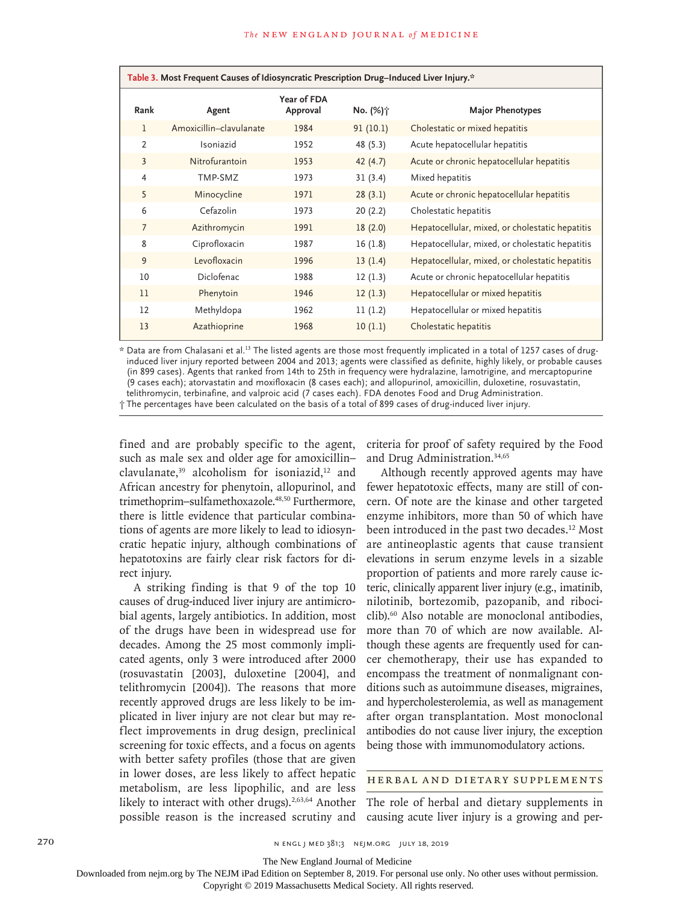**Table 3. Most Frequent Causes of Idiosyncratic Prescription Drug–Induced Liver Injury.***

| Rank | Agent | Year of FDA Approval | No. (%)† | Major Phenotypes |
|---|---|---|---|---|
| 1 | Amoxicillin–clavulanate | 1984 | 91 (10.1) | Cholestatic or mixed hepatitis |
| 2 | Isoniazid | 1952 | 48 (5.3) | Acute hepatocellular hepatitis |
| 3 | Nitrofurantoin | 1953 | 42 (4.7) | Acute or chronic hepatocellular hepatitis |
| 4 | TMP-SMZ | 1973 | 31 (3.4) | Mixed hepatitis |
| 5 | Minocycline | 1971 | 28 (3.1) | Acute or chronic hepatocellular hepatitis |
| 6 | Cefazolin | 1973 | 20 (2.2) | Cholestatic hepatitis |
| 7 | Azithromycin | 1991 | 18 (2.0) | Hepatocellular, mixed, or cholestatic hepatitis |
| 8 | Ciprofloxacin | 1987 | 16 (1.8) | Hepatocellular, mixed, or cholestatic hepatitis |
| 9 | Levofloxacin | 1996 | 13 (1.4) | Hepatocellular, mixed, or cholestatic hepatitis |
| 10 | Diclofenac | 1988 | 12 (1.3) | Acute or chronic hepatocellular hepatitis |
| 11 | Phenytoin | 1946 | 12 (1.3) | Hepatocellular or mixed hepatitis |
| 12 | Methyldopa | 1962 | 11 (1.2) | Hepatocellular or mixed hepatitis |
| 13 | Azathioprine | 1968 | 10 (1.1) | Cholestatic hepatitis |

\* Data are from Chalasani et al.[13] The listed agents are those most frequently implicated in a total of 1257 cases of drug-induced liver injury reported between 2004 and 2013; agents were classified as definite, highly likely, or probable causes (in 899 cases). Agents that ranked from 14th to 25th in frequency were hydralazine, lamotrigine, and mercaptopurine (9 cases each); atorvastatin and moxifloxacin (8 cases each); and allopurinol, amoxicillin, duloxetine, rosuvastatin, telithromycin, terbinafine, and valproic acid (7 cases each). FDA denotes Food and Drug Administration.

† The percentages have been calculated on the basis of a total of 899 cases of drug-induced liver injury.

fined and are probably specific to the agent, such as male sex and older age for amoxicillin–clavulanate,[39] alcoholism for isoniazid,[12] and African ancestry for phenytoin, allopurinol, and trimethoprim–sulfamethoxazole.[48,50] Furthermore, there is little evidence that particular combinations of agents are more likely to lead to idiosyncratic hepatic injury, although combinations of hepatotoxins are fairly clear risk factors for direct injury.

A striking finding is that 9 of the top 10 causes of drug-induced liver injury are antimicrobial agents, largely antibiotics. In addition, most of the drugs have been in widespread use for decades. Among the 25 most commonly implicated agents, only 3 were introduced after 2000 (rosuvastatin [2003], duloxetine [2004], and telithromycin [2004]). The reasons that more recently approved drugs are less likely to be implicated in liver injury are not clear but may reflect improvements in drug design, preclinical screening for toxic effects, and a focus on agents with better safety profiles (those that are given in lower doses, are less likely to affect hepatic metabolism, are less lipophilic, and are less likely to interact with other drugs).[2,63,64] Another possible reason is the increased scrutiny and criteria for proof of safety required by the Food and Drug Administration.[34,65]

Although recently approved agents may have fewer hepatotoxic effects, many are still of concern. Of note are the kinase and other targeted enzyme inhibitors, more than 50 of which have been introduced in the past two decades.[12] Most are antineoplastic agents that cause transient elevations in serum enzyme levels in a sizable proportion of patients and more rarely cause icteric, clinically apparent liver injury (e.g., imatinib, nilotinib, bortezomib, pazopanib, and ribociclib).[60] Also notable are monoclonal antibodies, more than 70 of which are now available. Although these agents are frequently used for cancer chemotherapy, their use has expanded to encompass the treatment of nonmalignant conditions such as autoimmune diseases, migraines, and hypercholesterolemia, as well as management after organ transplantation. Most monoclonal antibodies do not cause liver injury, the exception being those with immunomodulatory actions.

## Herbal and Dietary Supplements

The role of herbal and dietary supplements in causing acute liver injury is a growing and per-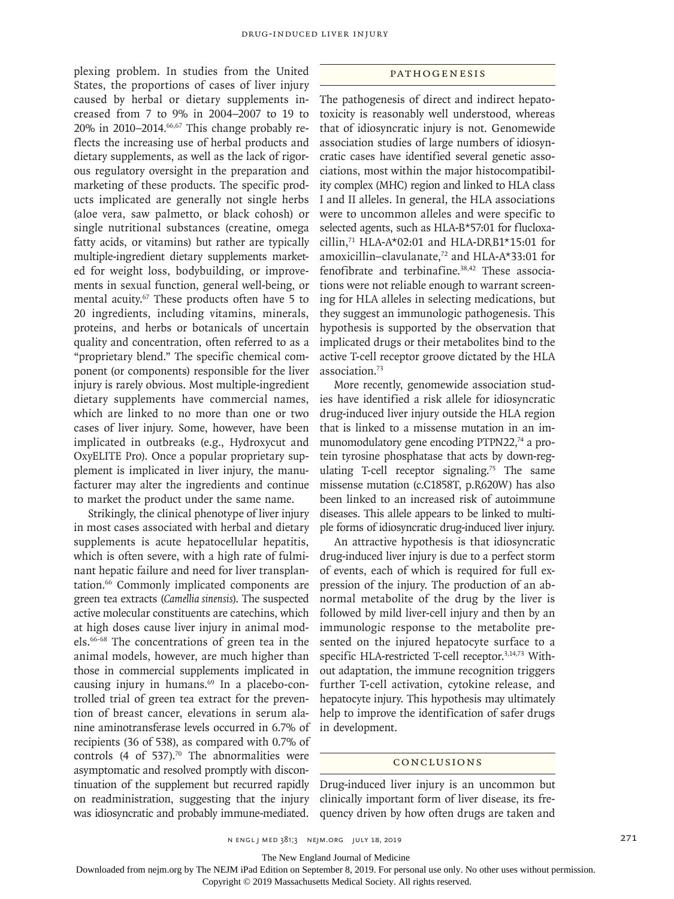plexing problem. In studies from the United States, the proportions of cases of liver injury caused by herbal or dietary supplements increased from 7 to 9% in 2004–2007 to 19 to 20% in 2010–2014.[66,67] This change probably reflects the increasing use of herbal products and dietary supplements, as well as the lack of rigorous regulatory oversight in the preparation and marketing of these products. The specific products implicated are generally not single herbs (aloe vera, saw palmetto, or black cohosh) or single nutritional substances (creatine, omega fatty acids, or vitamins) but rather are typically multiple-ingredient dietary supplements marketed for weight loss, bodybuilding, or improvements in sexual function, general well-being, or mental acuity.[67] These products often have 5 to 20 ingredients, including vitamins, minerals, proteins, and herbs or botanicals of uncertain quality and concentration, often referred to as a "proprietary blend." The specific chemical component (or components) responsible for the liver injury is rarely obvious. Most multiple-ingredient dietary supplements have commercial names, which are linked to no more than one or two cases of liver injury. Some, however, have been implicated in outbreaks (e.g., Hydroxycut and OxyELITE Pro). Once a popular proprietary supplement is implicated in liver injury, the manufacturer may alter the ingredients and continue to market the product under the same name.

Strikingly, the clinical phenotype of liver injury in most cases associated with herbal and dietary supplements is acute hepatocellular hepatitis, which is often severe, with a high rate of fulminant hepatic failure and need for liver transplantation.[66] Commonly implicated components are green tea extracts (*Camellia sinensis*). The suspected active molecular constituents are catechins, which at high doses cause liver injury in animal models.[66-68] The concentrations of green tea in the animal models, however, are much higher than those in commercial supplements implicated in causing injury in humans.[69] In a placebo-controlled trial of green tea extract for the prevention of breast cancer, elevations in serum alanine aminotransferase levels occurred in 6.7% of recipients (36 of 538), as compared with 0.7% of controls (4 of 537).[70] The abnormalities were asymptomatic and resolved promptly with discontinuation of the supplement but recurred rapidly on readministration, suggesting that the injury was idiosyncratic and probably immune-mediated.

## Pathogenesis

The pathogenesis of direct and indirect hepatotoxicity is reasonably well understood, whereas that of idiosyncratic injury is not. Genomewide association studies of large numbers of idiosyncratic cases have identified several genetic associations, most within the major histocompatibility complex (MHC) region and linked to HLA class I and II alleles. In general, the HLA associations were to uncommon alleles and were specific to selected agents, such as HLA-B*57:01 for flucloxacillin,[71] HLA-A*02:01 and HLA-DRB1*15:01 for amoxicillin–clavulanate,[72] and HLA-A*33:01 for fenofibrate and terbinafine.[38,42] These associations were not reliable enough to warrant screening for HLA alleles in selecting medications, but they suggest an immunologic pathogenesis. This hypothesis is supported by the observation that implicated drugs or their metabolites bind to the active T-cell receptor groove dictated by the HLA association.[73]

More recently, genomewide association studies have identified a risk allele for idiosyncratic drug-induced liver injury outside the HLA region that is linked to a missense mutation in an immunomodulatory gene encoding PTPN22,[74] a protein tyrosine phosphatase that acts by down-regulating T-cell receptor signaling.[75] The same missense mutation (c.C1858T, p.R620W) has also been linked to an increased risk of autoimmune diseases. This allele appears to be linked to multiple forms of idiosyncratic drug-induced liver injury.

An attractive hypothesis is that idiosyncratic drug-induced liver injury is due to a perfect storm of events, each of which is required for full expression of the injury. The production of an abnormal metabolite of the drug by the liver is followed by mild liver-cell injury and then by an immunologic response to the metabolite presented on the injured hepatocyte surface to a specific HLA-restricted T-cell receptor.[3,14,73] Without adaptation, the immune recognition triggers further T-cell activation, cytokine release, and hepatocyte injury. This hypothesis may ultimately help to improve the identification of safer drugs in development.

## Conclusions

Drug-induced liver injury is an uncommon but clinically important form of liver disease, its frequency driven by how often drugs are taken and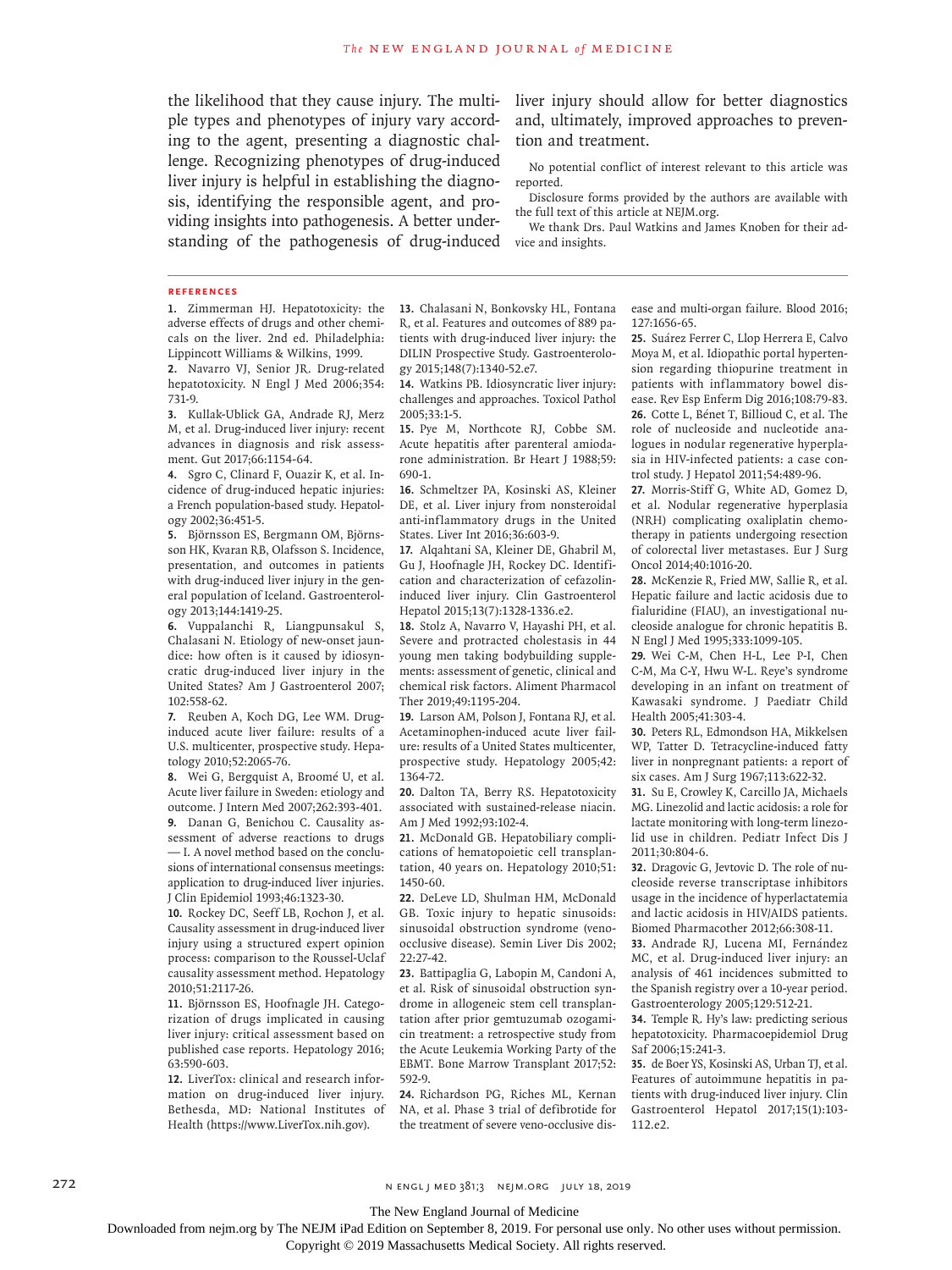the likelihood that they cause injury. The multiple types and phenotypes of injury vary according to the agent, presenting a diagnostic challenge. Recognizing phenotypes of drug-induced liver injury is helpful in establishing the diagnosis, identifying the responsible agent, and providing insights into pathogenesis. A better understanding of the pathogenesis of drug-induced liver injury should allow for better diagnostics and, ultimately, improved approaches to prevention and treatment.

No potential conflict of interest relevant to this article was reported.

Disclosure forms provided by the authors are available with the full text of this article at NEJM.org.

We thank Drs. Paul Watkins and James Knoben for their advice and insights.

## References

1. Zimmerman HJ. Hepatotoxicity: the adverse effects of drugs and other chemicals on the liver. 2nd ed. Philadelphia: Lippincott Williams & Wilkins, 1999.
2. Navarro VJ, Senior JR. Drug-related hepatotoxicity. N Engl J Med 2006;354:731-9.
3. Kullak-Ublick GA, Andrade RJ, Merz M, et al. Drug-induced liver injury: recent advances in diagnosis and risk assessment. Gut 2017;66:1154-64.
4. Sgro C, Clinard F, Ouazir K, et al. Incidence of drug-induced hepatic injuries: a French population-based study. Hepatology 2002;36:451-5.
5. Björnsson ES, Bergmann OM, Björnsson HK, Kvaran RB, Olafsson S. Incidence, presentation, and outcomes in patients with drug-induced liver injury in the general population of Iceland. Gastroenterology 2013;144:1419-25.
6. Vuppalanchi R, Liangpunsakul S, Chalasani N. Etiology of new-onset jaundice: how often is it caused by idiosyncratic drug-induced liver injury in the United States? Am J Gastroenterol 2007;102:558-62.
7. Reuben A, Koch DG, Lee WM. Drug-induced acute liver failure: results of a U.S. multicenter, prospective study. Hepatology 2010;52:2065-76.
8. Wei G, Bergquist A, Broomé U, et al. Acute liver failure in Sweden: etiology and outcome. J Intern Med 2007;262:393-401.
9. Danan G, Benichou C. Causality assessment of adverse reactions to drugs — I. A novel method based on the conclusions of international consensus meetings: application to drug-induced liver injuries. J Clin Epidemiol 1993;46:1323-30.
10. Rockey DC, Seeff LB, Rochon J, et al. Causality assessment in drug-induced liver injury using a structured expert opinion process: comparison to the Roussel-Uclaf causality assessment method. Hepatology 2010;51:2117-26.
11. Björnsson ES, Hoofnagle JH. Categorization of drugs implicated in causing liver injury: critical assessment based on published case reports. Hepatology 2016;63:590-603.
12. LiverTox: clinical and research information on drug-induced liver injury. Bethesda, MD: National Institutes of Health (https://www.LiverTox.nih.gov).
13. Chalasani N, Bonkovsky HL, Fontana R, et al. Features and outcomes of 889 patients with drug-induced liver injury: the DILIN Prospective Study. Gastroenterology 2015;148(7):1340-52.e7.
14. Watkins PB. Idiosyncratic liver injury: challenges and approaches. Toxicol Pathol 2005;33:1-5.
15. Pye M, Northcote RJ, Cobbe SM. Acute hepatitis after parenteral amiodarone administration. Br Heart J 1988;59:690-1.
16. Schmeltzer PA, Kosinski AS, Kleiner DE, et al. Liver injury from nonsteroidal anti-inflammatory drugs in the United States. Liver Int 2016;36:603-9.
17. Alqahtani SA, Kleiner DE, Ghabril M, Gu J, Hoofnagle JH, Rockey DC. Identification and characterization of cefazolin-induced liver injury. Clin Gastroenterol Hepatol 2015;13(7):1328-1336.e2.
18. Stolz A, Navarro V, Hayashi PH, et al. Severe and protracted cholestasis in 44 young men taking bodybuilding supplements: assessment of genetic, clinical and chemical risk factors. Aliment Pharmacol Ther 2019;49:1195-204.
19. Larson AM, Polson J, Fontana RJ, et al. Acetaminophen-induced acute liver failure: results of a United States multicenter, prospective study. Hepatology 2005;42:1364-72.
20. Dalton TA, Berry RS. Hepatotoxicity associated with sustained-release niacin. Am J Med 1992;93:102-4.
21. McDonald GB. Hepatobiliary complications of hematopoietic cell transplantation, 40 years on. Hepatology 2010;51:1450-60.
22. DeLeve LD, Shulman HM, McDonald GB. Toxic injury to hepatic sinusoids: sinusoidal obstruction syndrome (veno-occlusive disease). Semin Liver Dis 2002;22:27-42.
23. Battipaglia G, Labopin M, Candoni A, et al. Risk of sinusoidal obstruction syndrome in allogeneic stem cell transplantation after prior gemtuzumab ozogamicin treatment: a retrospective study from the Acute Leukemia Working Party of the EBMT. Bone Marrow Transplant 2017;52:592-9.
24. Richardson PG, Riches ML, Kernan NA, et al. Phase 3 trial of defibrotide for the treatment of severe veno-occlusive disease and multi-organ failure. Blood 2016;127:1656-65.
25. Suárez Ferrer C, Llop Herrera E, Calvo Moya M, et al. Idiopathic portal hypertension regarding thiopurine treatment in patients with inflammatory bowel disease. Rev Esp Enferm Dig 2016;108:79-83.
26. Cotte L, Bénet T, Billioud C, et al. The role of nucleoside and nucleotide analogues in nodular regenerative hyperplasia in HIV-infected patients: a case control study. J Hepatol 2011;54:489-96.
27. Morris-Stiff G, White AD, Gomez D, et al. Nodular regenerative hyperplasia (NRH) complicating oxaliplatin chemotherapy in patients undergoing resection of colorectal liver metastases. Eur J Surg Oncol 2014;40:1016-20.
28. McKenzie R, Fried MW, Sallie R, et al. Hepatic failure and lactic acidosis due to fialuridine (FIAU), an investigational nucleoside analogue for chronic hepatitis B. N Engl J Med 1995;333:1099-105.
29. Wei C-M, Chen H-L, Lee P-I, Chen C-M, Ma C-Y, Hwu W-L. Reye's syndrome developing in an infant on treatment of Kawasaki syndrome. J Paediatr Child Health 2005;41:303-4.
30. Peters RL, Edmondson HA, Mikkelsen WP, Tatter D. Tetracycline-induced fatty liver in nonpregnant patients: a report of six cases. Am J Surg 1967;113:622-32.
31. Su E, Crowley K, Carcillo JA, Michaels MG. Linezolid and lactic acidosis: a role for lactate monitoring with long-term linezolid use in children. Pediatr Infect Dis J 2011;30:804-6.
32. Dragovic G, Jevtovic D. The role of nucleoside reverse transcriptase inhibitors usage in the incidence of hyperlactatemia and lactic acidosis in HIV/AIDS patients. Biomed Pharmacother 2012;66:308-11.
33. Andrade RJ, Lucena MI, Fernández MC, et al. Drug-induced liver injury: an analysis of 461 incidences submitted to the Spanish registry over a 10-year period. Gastroenterology 2005;129:512-21.
34. Temple R. Hy's law: predicting serious hepatotoxicity. Pharmacoepidemiol Drug Saf 2006;15:241-3.
35. de Boer YS, Kosinski AS, Urban TJ, et al. Features of autoimmune hepatitis in patients with drug-induced liver injury. Clin Gastroenterol Hepatol 2017;15(1):103-112.e2.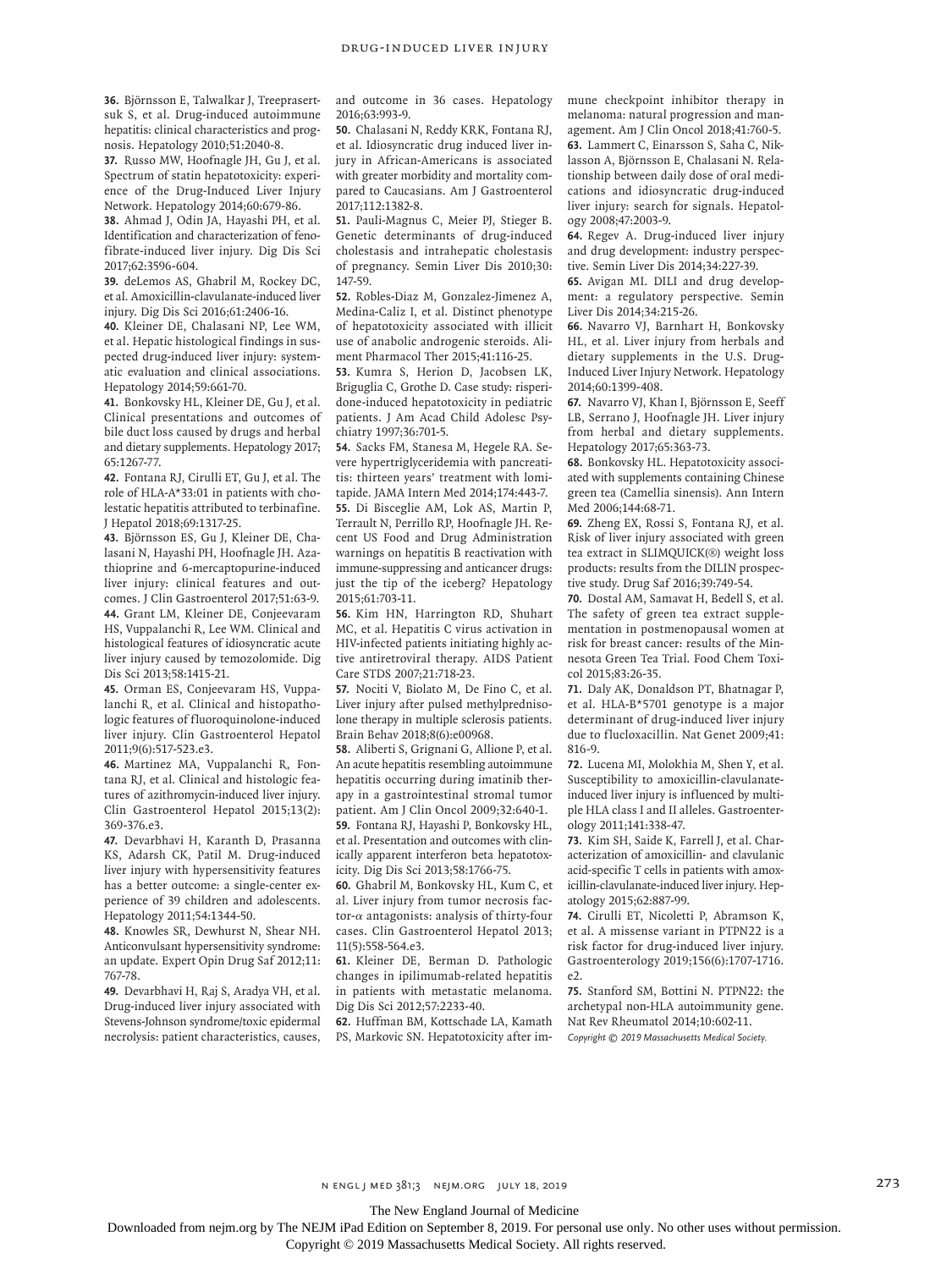36. Björnsson E, Talwalkar J, Treeprasertsuk S, et al. Drug-induced autoimmune hepatitis: clinical characteristics and prognosis. Hepatology 2010;51:2040-8.

37. Russo MW, Hoofnagle JH, Gu J, et al. Spectrum of statin hepatotoxicity: experience of the Drug-Induced Liver Injury Network. Hepatology 2014;60:679-86.

38. Ahmad J, Odin JA, Hayashi PH, et al. Identification and characterization of fenofibrate-induced liver injury. Dig Dis Sci 2017;62:3596-604.

39. deLemos AS, Ghabril M, Rockey DC, et al. Amoxicillin-clavulanate-induced liver injury. Dig Dis Sci 2016;61:2406-16.

40. Kleiner DE, Chalasani NP, Lee WM, et al. Hepatic histological findings in suspected drug-induced liver injury: systematic evaluation and clinical associations. Hepatology 2014;59:661-70.

41. Bonkovsky HL, Kleiner DE, Gu J, et al. Clinical presentations and outcomes of bile duct loss caused by drugs and herbal and dietary supplements. Hepatology 2017; 65:1267-77.

42. Fontana RJ, Cirulli ET, Gu J, et al. The role of HLA-A*33:01 in patients with cholestatic hepatitis attributed to terbinafine. J Hepatol 2018;69:1317-25.

43. Björnsson ES, Gu J, Kleiner DE, Chalasani N, Hayashi PH, Hoofnagle JH. Azathioprine and 6-mercaptopurine-induced liver injury: clinical features and outcomes. J Clin Gastroenterol 2017;51:63-9.

44. Grant LM, Kleiner DE, Conjeevaram HS, Vuppalanchi R, Lee WM. Clinical and histological features of idiosyncratic acute liver injury caused by temozolomide. Dig Dis Sci 2013;58:1415-21.

45. Orman ES, Conjeevaram HS, Vuppalanchi R, et al. Clinical and histopathologic features of fluoroquinolone-induced liver injury. Clin Gastroenterol Hepatol 2011;9(6):517-523.e3.

46. Martinez MA, Vuppalanchi R, Fontana RJ, et al. Clinical and histologic features of azithromycin-induced liver injury. Clin Gastroenterol Hepatol 2015;13(2): 369-376.e3.

47. Devarbhavi H, Karanth D, Prasanna KS, Adarsh CK, Patil M. Drug-induced liver injury with hypersensitivity features has a better outcome: a single-center experience of 39 children and adolescents. Hepatology 2011;54:1344-50.

48. Knowles SR, Dewhurst N, Shear NH. Anticonvulsant hypersensitivity syndrome: an update. Expert Opin Drug Saf 2012;11: 767-78.

49. Devarbhavi H, Raj S, Aradya VH, et al. Drug-induced liver injury associated with Stevens-Johnson syndrome/toxic epidermal necrolysis: patient characteristics, causes, and outcome in 36 cases. Hepatology 2016;63:993-9.

50. Chalasani N, Reddy KRK, Fontana RJ, et al. Idiosyncratic drug induced liver injury in African-Americans is associated with greater morbidity and mortality compared to Caucasians. Am J Gastroenterol 2017;112:1382-8.

51. Pauli-Magnus C, Meier PJ, Stieger B. Genetic determinants of drug-induced cholestasis and intrahepatic cholestasis of pregnancy. Semin Liver Dis 2010;30: 147-59.

52. Robles-Diaz M, Gonzalez-Jimenez A, Medina-Caliz I, et al. Distinct phenotype of hepatotoxicity associated with illicit use of anabolic androgenic steroids. Aliment Pharmacol Ther 2015;41:116-25.

53. Kumra S, Herion D, Jacobsen LK, Briguglia C, Grothe D. Case study: risperidone-induced hepatotoxicity in pediatric patients. J Am Acad Child Adolesc Psychiatry 1997;36:701-5.

54. Sacks FM, Stanesa M, Hegele RA. Severe hypertriglyceridemia with pancreatitis: thirteen years' treatment with lomitapide. JAMA Intern Med 2014;174:443-7.

55. Di Bisceglie AM, Lok AS, Martin P, Terrault N, Perrillo RP, Hoofnagle JH. Recent US Food and Drug Administration warnings on hepatitis B reactivation with immune-suppressing and anticancer drugs: just the tip of the iceberg? Hepatology 2015;61:703-11.

56. Kim HN, Harrington RD, Shuhart MC, et al. Hepatitis C virus activation in HIV-infected patients initiating highly active antiretroviral therapy. AIDS Patient Care STDS 2007;21:718-23.

57. Nociti V, Biolato M, De Fino C, et al. Liver injury after pulsed methylprednisolone therapy in multiple sclerosis patients. Brain Behav 2018;8(6):e00968.

58. Aliberti S, Grignani G, Allione P, et al. An acute hepatitis resembling autoimmune hepatitis occurring during imatinib therapy in a gastrointestinal stromal tumor patient. Am J Clin Oncol 2009;32:640-1.

59. Fontana RJ, Hayashi P, Bonkovsky HL, et al. Presentation and outcomes with clinically apparent interferon beta hepatotoxicity. Dig Dis Sci 2013;58:1766-75.

60. Ghabril M, Bonkovsky HL, Kum C, et al. Liver injury from tumor necrosis factor-α antagonists: analysis of thirty-four cases. Clin Gastroenterol Hepatol 2013; 11(5):558-564.e3.

61. Kleiner DE, Berman D. Pathologic changes in ipilimumab-related hepatitis in patients with metastatic melanoma. Dig Dis Sci 2012;57:2233-40.

62. Huffman BM, Kottschade LA, Kamath PS, Markovic SN. Hepatotoxicity after immune checkpoint inhibitor therapy in melanoma: natural progression and management. Am J Clin Oncol 2018;41:760-5.

63. Lammert C, Einarsson S, Saha C, Niklasson A, Björnsson E, Chalasani N. Relationship between daily dose of oral medications and idiosyncratic drug-induced liver injury: search for signals. Hepatology 2008;47:2003-9.

64. Regev A. Drug-induced liver injury and drug development: industry perspective. Semin Liver Dis 2014;34:227-39.

65. Avigan MI. DILI and drug development: a regulatory perspective. Semin Liver Dis 2014;34:215-26.

66. Navarro VJ, Barnhart H, Bonkovsky HL, et al. Liver injury from herbals and dietary supplements in the U.S. Drug-Induced Liver Injury Network. Hepatology 2014;60:1399-408.

67. Navarro VJ, Khan I, Björnsson E, Seeff LB, Serrano J, Hoofnagle JH. Liver injury from herbal and dietary supplements. Hepatology 2017;65:363-73.

68. Bonkovsky HL. Hepatotoxicity associated with supplements containing Chinese green tea (Camellia sinensis). Ann Intern Med 2006;144:68-71.

69. Zheng EX, Rossi S, Fontana RJ, et al. Risk of liver injury associated with green tea extract in SLIMQUICK(®) weight loss products: results from the DILIN prospective study. Drug Saf 2016;39:749-54.

70. Dostal AM, Samavat H, Bedell S, et al. The safety of green tea extract supplementation in postmenopausal women at risk for breast cancer: results of the Minnesota Green Tea Trial. Food Chem Toxicol 2015;83:26-35.

71. Daly AK, Donaldson PT, Bhatnagar P, et al. HLA-B*5701 genotype is a major determinant of drug-induced liver injury due to flucloxacillin. Nat Genet 2009;41: 816-9.

72. Lucena MI, Molokhia M, Shen Y, et al. Susceptibility to amoxicillin-clavulanate-induced liver injury is influenced by multiple HLA class I and II alleles. Gastroenterology 2011;141:338-47.

73. Kim SH, Saide K, Farrell J, et al. Characterization of amoxicillin- and clavulanic acid-specific T cells in patients with amoxicillin-clavulanate-induced liver injury. Hepatology 2015;62:887-99.

74. Cirulli ET, Nicoletti P, Abramson K, et al. A missense variant in PTPN22 is a risk factor for drug-induced liver injury. Gastroenterology 2019;156(6):1707-1716.e2.

75. Stanford SM, Bottini N. PTPN22: the archetypal non-HLA autoimmunity gene. Nat Rev Rheumatol 2014;10:602-11.

*Copyright © 2019 Massachusetts Medical Society.*